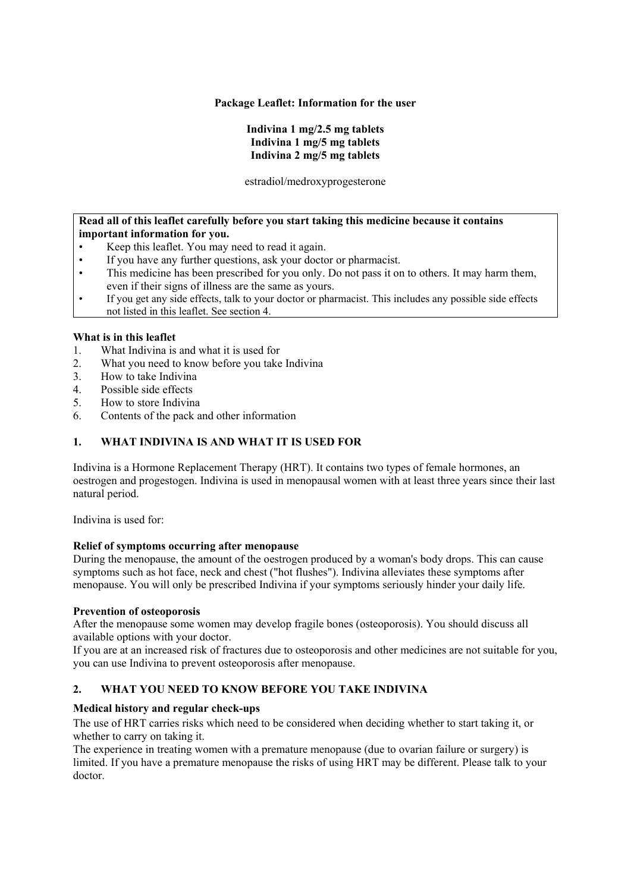**Package Leaflet: Information for the user**

**Indivina 1 mg/2.5 mg tablets**
**Indivina 1 mg/5 mg tablets**
**Indivina 2 mg/5 mg tablets**

estradiol/medroxyprogesterone

**Read all of this leaflet carefully before you start taking this medicine because it contains important information for you.**

- Keep this leaflet. You may need to read it again.
- If you have any further questions, ask your doctor or pharmacist.
- This medicine has been prescribed for you only. Do not pass it on to others. It may harm them, even if their signs of illness are the same as yours.
- If you get any side effects, talk to your doctor or pharmacist. This includes any possible side effects not listed in this leaflet. See section 4.

**What is in this leaflet**

1. What Indivina is and what it is used for
2. What you need to know before you take Indivina
3. How to take Indivina
4. Possible side effects
5. How to store Indivina
6. Contents of the pack and other information

## 1. WHAT INDIVINA IS AND WHAT IT IS USED FOR

Indivina is a Hormone Replacement Therapy (HRT). It contains two types of female hormones, an oestrogen and progestogen. Indivina is used in menopausal women with at least three years since their last natural period.

Indivina is used for:

**Relief of symptoms occurring after menopause**
During the menopause, the amount of the oestrogen produced by a woman's body drops. This can cause symptoms such as hot face, neck and chest ("hot flushes"). Indivina alleviates these symptoms after menopause. You will only be prescribed Indivina if your symptoms seriously hinder your daily life.

**Prevention of osteoporosis**
After the menopause some women may develop fragile bones (osteoporosis). You should discuss all available options with your doctor.
If you are at an increased risk of fractures due to osteoporosis and other medicines are not suitable for you, you can use Indivina to prevent osteoporosis after menopause.

## 2. WHAT YOU NEED TO KNOW BEFORE YOU TAKE INDIVINA

**Medical history and regular check-ups**
The use of HRT carries risks which need to be considered when deciding whether to start taking it, or whether to carry on taking it.
The experience in treating women with a premature menopause (due to ovarian failure or surgery) is limited. If you have a premature menopause the risks of using HRT may be different. Please talk to your doctor.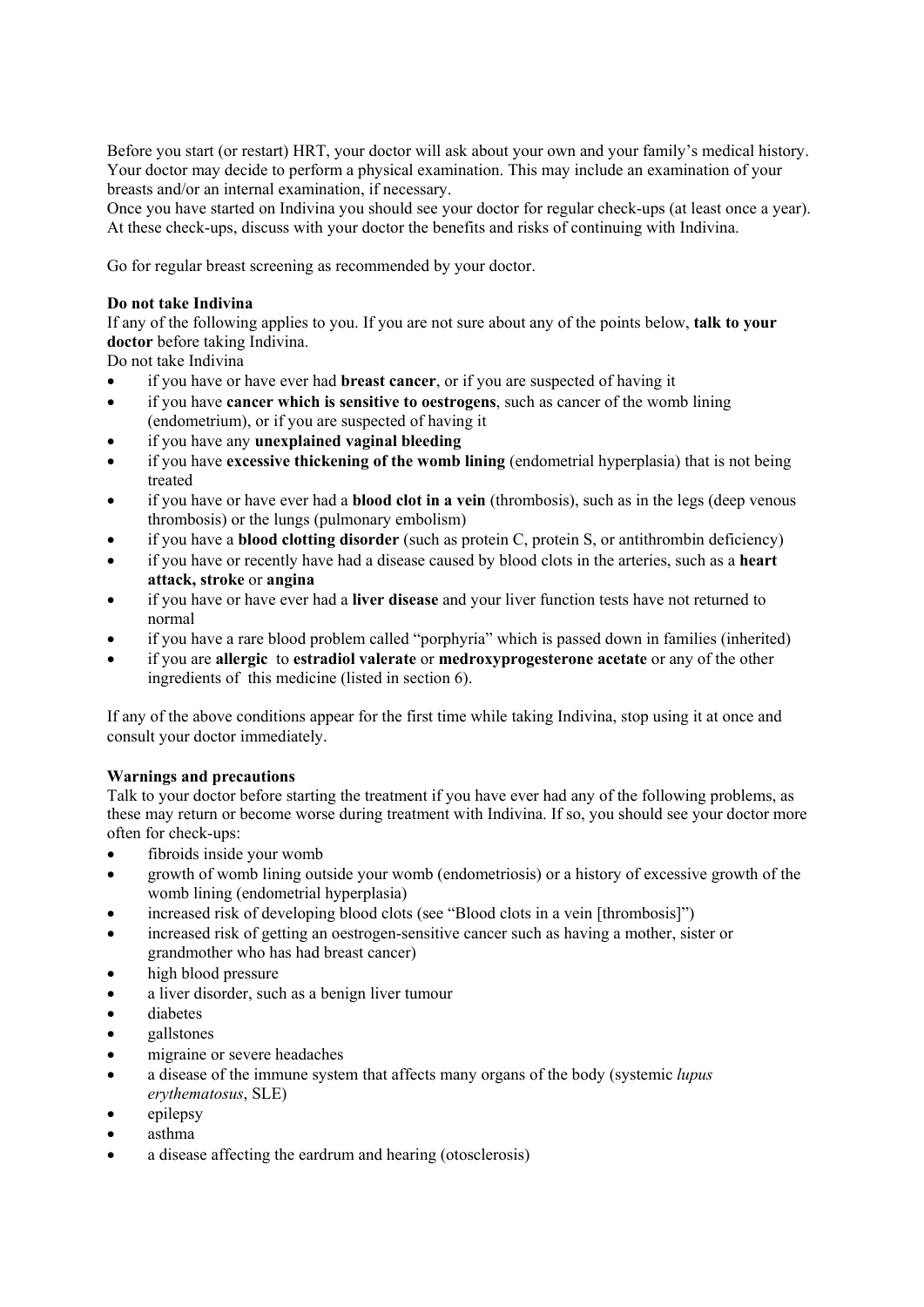Before you start (or restart) HRT, your doctor will ask about your own and your family's medical history. Your doctor may decide to perform a physical examination. This may include an examination of your breasts and/or an internal examination, if necessary.
Once you have started on Indivina you should see your doctor for regular check-ups (at least once a year). At these check-ups, discuss with your doctor the benefits and risks of continuing with Indivina.

Go for regular breast screening as recommended by your doctor.

**Do not take Indivina**

If any of the following applies to you. If you are not sure about any of the points below, **talk to your doctor** before taking Indivina.
Do not take Indivina

- if you have or have ever had **breast cancer**, or if you are suspected of having it
- if you have **cancer which is sensitive to oestrogens**, such as cancer of the womb lining (endometrium), or if you are suspected of having it
- if you have any **unexplained vaginal bleeding**
- if you have **excessive thickening of the womb lining** (endometrial hyperplasia) that is not being treated
- if you have or have ever had a **blood clot in a vein** (thrombosis), such as in the legs (deep venous thrombosis) or the lungs (pulmonary embolism)
- if you have a **blood clotting disorder** (such as protein C, protein S, or antithrombin deficiency)
- if you have or recently have had a disease caused by blood clots in the arteries, such as a **heart attack, stroke** or **angina**
- if you have or have ever had a **liver disease** and your liver function tests have not returned to normal
- if you have a rare blood problem called "porphyria" which is passed down in families (inherited)
- if you are **allergic** to **estradiol valerate** or **medroxyprogesterone acetate** or any of the other ingredients of this medicine (listed in section 6).

If any of the above conditions appear for the first time while taking Indivina, stop using it at once and consult your doctor immediately.

**Warnings and precautions**

Talk to your doctor before starting the treatment if you have ever had any of the following problems, as these may return or become worse during treatment with Indivina. If so, you should see your doctor more often for check-ups:

- fibroids inside your womb
- growth of womb lining outside your womb (endometriosis) or a history of excessive growth of the womb lining (endometrial hyperplasia)
- increased risk of developing blood clots (see "Blood clots in a vein [thrombosis]")
- increased risk of getting an oestrogen-sensitive cancer such as having a mother, sister or grandmother who has had breast cancer)
- high blood pressure
- a liver disorder, such as a benign liver tumour
- diabetes
- gallstones
- migraine or severe headaches
- a disease of the immune system that affects many organs of the body (systemic *lupus erythematosus*, SLE)
- epilepsy
- asthma
- a disease affecting the eardrum and hearing (otosclerosis)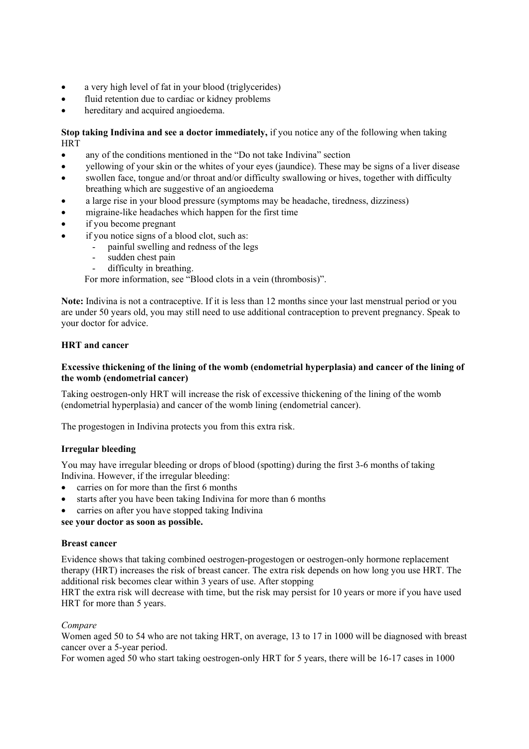- a very high level of fat in your blood (triglycerides)
- fluid retention due to cardiac or kidney problems
- hereditary and acquired angioedema.

**Stop taking Indivina and see a doctor immediately,** if you notice any of the following when taking HRT

- any of the conditions mentioned in the "Do not take Indivina" section
- yellowing of your skin or the whites of your eyes (jaundice). These may be signs of a liver disease
- swollen face, tongue and/or throat and/or difficulty swallowing or hives, together with difficulty breathing which are suggestive of an angioedema
- a large rise in your blood pressure (symptoms may be headache, tiredness, dizziness)
- migraine-like headaches which happen for the first time
- if you become pregnant
- if you notice signs of a blood clot, such as:
  - painful swelling and redness of the legs
  - sudden chest pain
  - difficulty in breathing.

  For more information, see "Blood clots in a vein (thrombosis)".

**Note:** Indivina is not a contraceptive. If it is less than 12 months since your last menstrual period or you are under 50 years old, you may still need to use additional contraception to prevent pregnancy. Speak to your doctor for advice.

**HRT and cancer**

**Excessive thickening of the lining of the womb (endometrial hyperplasia) and cancer of the lining of the womb (endometrial cancer)**

Taking oestrogen-only HRT will increase the risk of excessive thickening of the lining of the womb (endometrial hyperplasia) and cancer of the womb lining (endometrial cancer).

The progestogen in Indivina protects you from this extra risk.

**Irregular bleeding**

You may have irregular bleeding or drops of blood (spotting) during the first 3-6 months of taking Indivina. However, if the irregular bleeding:

- carries on for more than the first 6 months
- starts after you have been taking Indivina for more than 6 months
- carries on after you have stopped taking Indivina

**see your doctor as soon as possible.**

**Breast cancer**

Evidence shows that taking combined oestrogen-progestogen or oestrogen-only hormone replacement therapy (HRT) increases the risk of breast cancer. The extra risk depends on how long you use HRT. The additional risk becomes clear within 3 years of use. After stopping HRT the extra risk will decrease with time, but the risk may persist for 10 years or more if you have used HRT for more than 5 years.

*Compare*

Women aged 50 to 54 who are not taking HRT, on average, 13 to 17 in 1000 will be diagnosed with breast cancer over a 5-year period.

For women aged 50 who start taking oestrogen-only HRT for 5 years, there will be 16-17 cases in 1000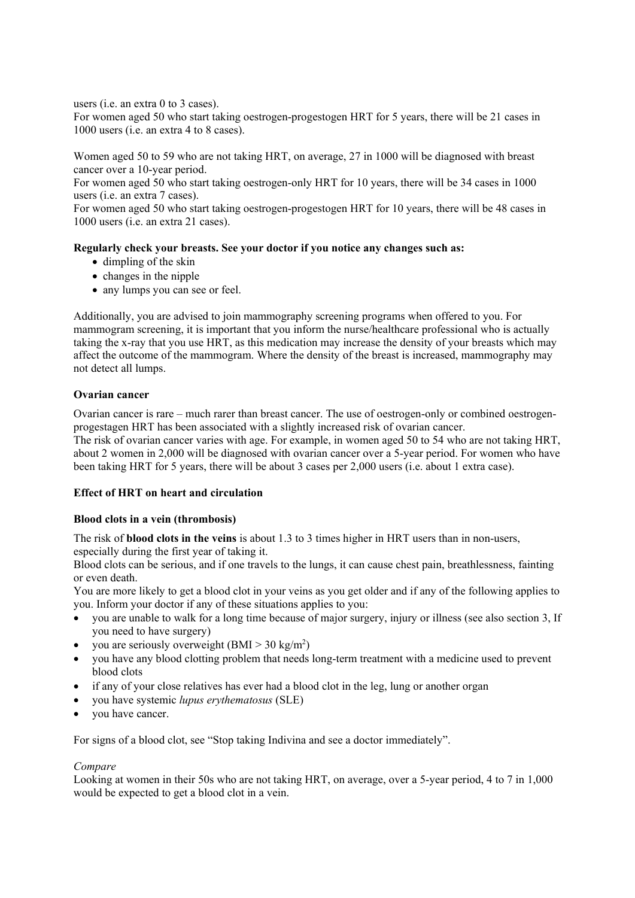users (i.e. an extra 0 to 3 cases).
For women aged 50 who start taking oestrogen-progestogen HRT for 5 years, there will be 21 cases in 1000 users (i.e. an extra 4 to 8 cases).

Women aged 50 to 59 who are not taking HRT, on average, 27 in 1000 will be diagnosed with breast cancer over a 10-year period.
For women aged 50 who start taking oestrogen-only HRT for 10 years, there will be 34 cases in 1000 users (i.e. an extra 7 cases).
For women aged 50 who start taking oestrogen-progestogen HRT for 10 years, there will be 48 cases in 1000 users (i.e. an extra 21 cases).

**Regularly check your breasts. See your doctor if you notice any changes such as:**

- dimpling of the skin
- changes in the nipple
- any lumps you can see or feel.

Additionally, you are advised to join mammography screening programs when offered to you. For mammogram screening, it is important that you inform the nurse/healthcare professional who is actually taking the x-ray that you use HRT, as this medication may increase the density of your breasts which may affect the outcome of the mammogram. Where the density of the breast is increased, mammography may not detect all lumps.

**Ovarian cancer**

Ovarian cancer is rare – much rarer than breast cancer. The use of oestrogen-only or combined oestrogen-progestagen HRT has been associated with a slightly increased risk of ovarian cancer.
The risk of ovarian cancer varies with age. For example, in women aged 50 to 54 who are not taking HRT, about 2 women in 2,000 will be diagnosed with ovarian cancer over a 5-year period. For women who have been taking HRT for 5 years, there will be about 3 cases per 2,000 users (i.e. about 1 extra case).

**Effect of HRT on heart and circulation**

**Blood clots in a vein (thrombosis)**

The risk of **blood clots in the veins** is about 1.3 to 3 times higher in HRT users than in non-users, especially during the first year of taking it.
Blood clots can be serious, and if one travels to the lungs, it can cause chest pain, breathlessness, fainting or even death.
You are more likely to get a blood clot in your veins as you get older and if any of the following applies to you. Inform your doctor if any of these situations applies to you:

- you are unable to walk for a long time because of major surgery, injury or illness (see also section 3, If you need to have surgery)
- you are seriously overweight (BMI > 30 kg/m$^2$)
- you have any blood clotting problem that needs long-term treatment with a medicine used to prevent blood clots
- if any of your close relatives has ever had a blood clot in the leg, lung or another organ
- you have systemic *lupus erythematosus* (SLE)
- you have cancer.

For signs of a blood clot, see "Stop taking Indivina and see a doctor immediately".

*Compare*

Looking at women in their 50s who are not taking HRT, on average, over a 5-year period, 4 to 7 in 1,000 would be expected to get a blood clot in a vein.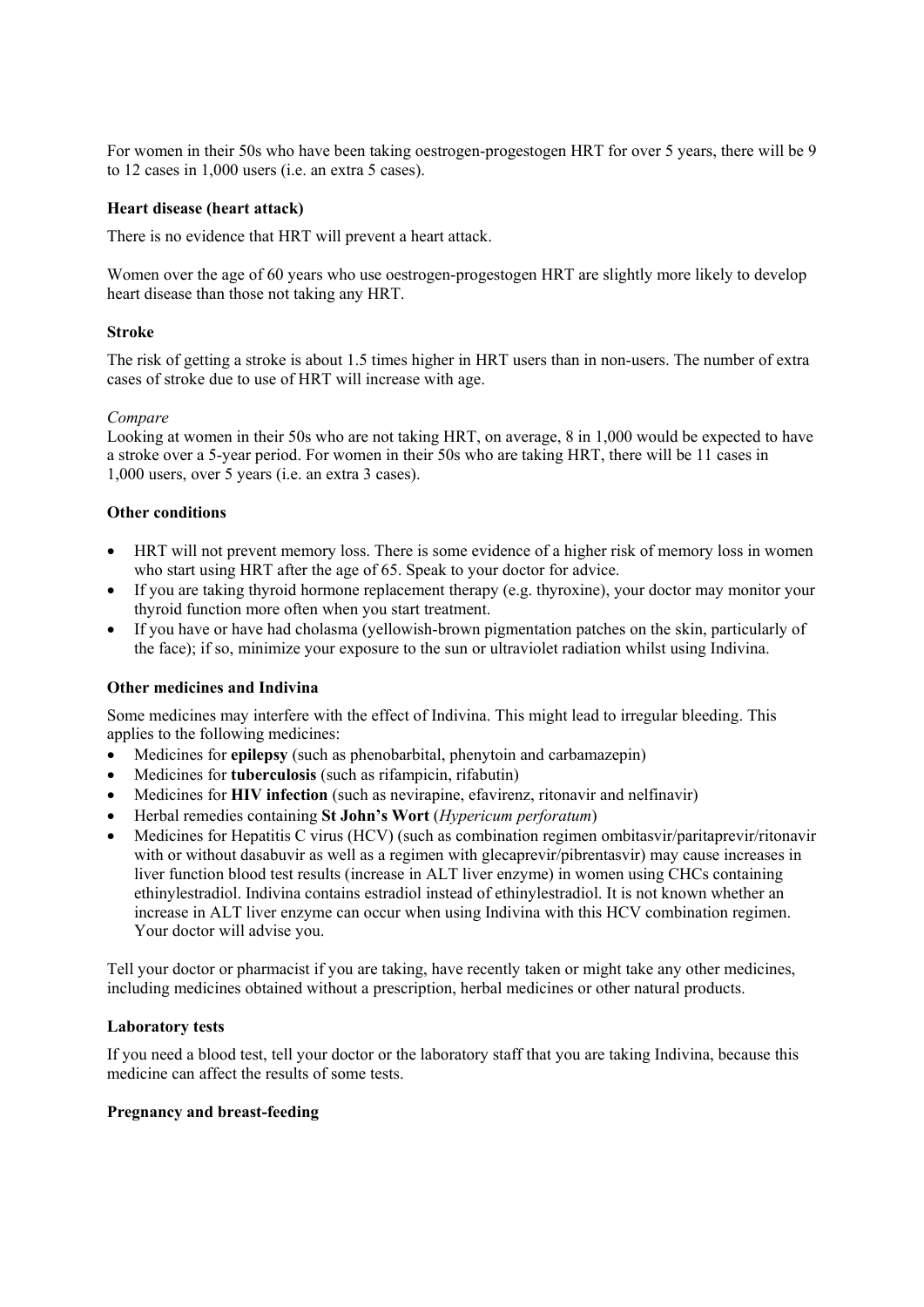For women in their 50s who have been taking oestrogen-progestogen HRT for over 5 years, there will be 9 to 12 cases in 1,000 users (i.e. an extra 5 cases).

**Heart disease (heart attack)**

There is no evidence that HRT will prevent a heart attack.

Women over the age of 60 years who use oestrogen-progestogen HRT are slightly more likely to develop heart disease than those not taking any HRT.

**Stroke**

The risk of getting a stroke is about 1.5 times higher in HRT users than in non-users. The number of extra cases of stroke due to use of HRT will increase with age.

*Compare*
Looking at women in their 50s who are not taking HRT, on average, 8 in 1,000 would be expected to have a stroke over a 5-year period. For women in their 50s who are taking HRT, there will be 11 cases in 1,000 users, over 5 years (i.e. an extra 3 cases).

**Other conditions**

- HRT will not prevent memory loss. There is some evidence of a higher risk of memory loss in women who start using HRT after the age of 65. Speak to your doctor for advice.
- If you are taking thyroid hormone replacement therapy (e.g. thyroxine), your doctor may monitor your thyroid function more often when you start treatment.
- If you have or have had cholasma (yellowish-brown pigmentation patches on the skin, particularly of the face); if so, minimize your exposure to the sun or ultraviolet radiation whilst using Indivina.

**Other medicines and Indivina**

Some medicines may interfere with the effect of Indivina. This might lead to irregular bleeding. This applies to the following medicines:

- Medicines for **epilepsy** (such as phenobarbital, phenytoin and carbamazepin)
- Medicines for **tuberculosis** (such as rifampicin, rifabutin)
- Medicines for **HIV infection** (such as nevirapine, efavirenz, ritonavir and nelfinavir)
- Herbal remedies containing **St John's Wort** (*Hypericum perforatum*)
- Medicines for Hepatitis C virus (HCV) (such as combination regimen ombitasvir/paritaprevir/ritonavir with or without dasabuvir as well as a regimen with glecaprevir/pibrentasvir) may cause increases in liver function blood test results (increase in ALT liver enzyme) in women using CHCs containing ethinylestradiol. Indivina contains estradiol instead of ethinylestradiol. It is not known whether an increase in ALT liver enzyme can occur when using Indivina with this HCV combination regimen. Your doctor will advise you.

Tell your doctor or pharmacist if you are taking, have recently taken or might take any other medicines, including medicines obtained without a prescription, herbal medicines or other natural products.

**Laboratory tests**

If you need a blood test, tell your doctor or the laboratory staff that you are taking Indivina, because this medicine can affect the results of some tests.

**Pregnancy and breast-feeding**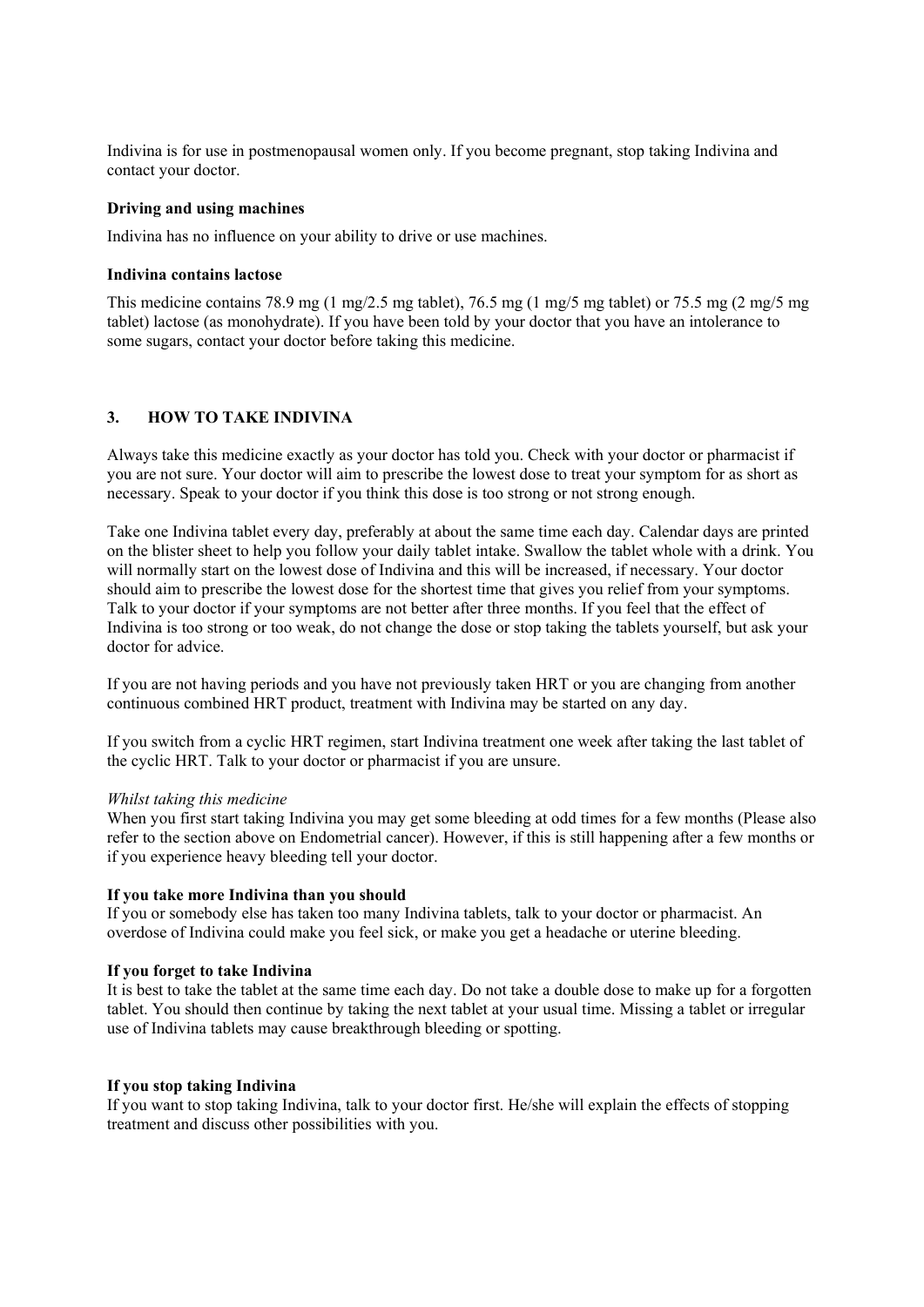Indivina is for use in postmenopausal women only. If you become pregnant, stop taking Indivina and contact your doctor.

**Driving and using machines**

Indivina has no influence on your ability to drive or use machines.

**Indivina contains lactose**

This medicine contains 78.9 mg (1 mg/2.5 mg tablet), 76.5 mg (1 mg/5 mg tablet) or 75.5 mg (2 mg/5 mg tablet) lactose (as monohydrate). If you have been told by your doctor that you have an intolerance to some sugars, contact your doctor before taking this medicine.

## 3. HOW TO TAKE INDIVINA

Always take this medicine exactly as your doctor has told you. Check with your doctor or pharmacist if you are not sure. Your doctor will aim to prescribe the lowest dose to treat your symptom for as short as necessary. Speak to your doctor if you think this dose is too strong or not strong enough.

Take one Indivina tablet every day, preferably at about the same time each day. Calendar days are printed on the blister sheet to help you follow your daily tablet intake. Swallow the tablet whole with a drink. You will normally start on the lowest dose of Indivina and this will be increased, if necessary. Your doctor should aim to prescribe the lowest dose for the shortest time that gives you relief from your symptoms. Talk to your doctor if your symptoms are not better after three months. If you feel that the effect of Indivina is too strong or too weak, do not change the dose or stop taking the tablets yourself, but ask your doctor for advice.

If you are not having periods and you have not previously taken HRT or you are changing from another continuous combined HRT product, treatment with Indivina may be started on any day.

If you switch from a cyclic HRT regimen, start Indivina treatment one week after taking the last tablet of the cyclic HRT. Talk to your doctor or pharmacist if you are unsure.

*Whilst taking this medicine*

When you first start taking Indivina you may get some bleeding at odd times for a few months (Please also refer to the section above on Endometrial cancer). However, if this is still happening after a few months or if you experience heavy bleeding tell your doctor.

**If you take more Indivina than you should**

If you or somebody else has taken too many Indivina tablets, talk to your doctor or pharmacist. An overdose of Indivina could make you feel sick, or make you get a headache or uterine bleeding.

**If you forget to take Indivina**

It is best to take the tablet at the same time each day. Do not take a double dose to make up for a forgotten tablet. You should then continue by taking the next tablet at your usual time. Missing a tablet or irregular use of Indivina tablets may cause breakthrough bleeding or spotting.

**If you stop taking Indivina**

If you want to stop taking Indivina, talk to your doctor first. He/she will explain the effects of stopping treatment and discuss other possibilities with you.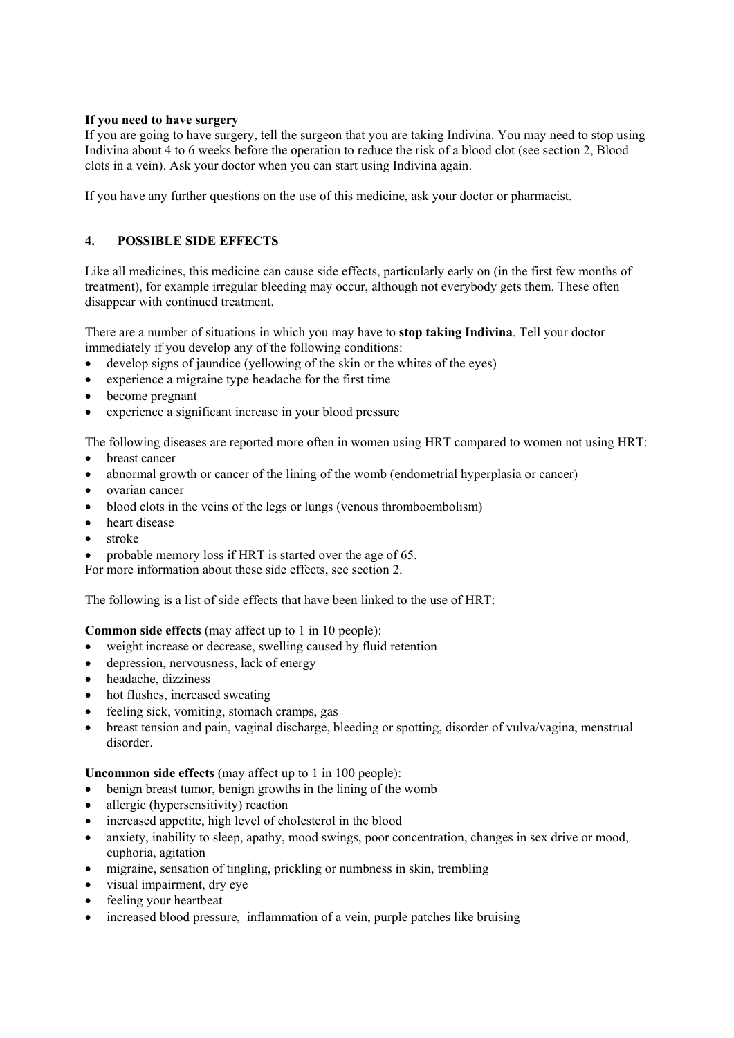**If you need to have surgery**

If you are going to have surgery, tell the surgeon that you are taking Indivina. You may need to stop using Indivina about 4 to 6 weeks before the operation to reduce the risk of a blood clot (see section 2, Blood clots in a vein). Ask your doctor when you can start using Indivina again.

If you have any further questions on the use of this medicine, ask your doctor or pharmacist.

## 4. POSSIBLE SIDE EFFECTS

Like all medicines, this medicine can cause side effects, particularly early on (in the first few months of treatment), for example irregular bleeding may occur, although not everybody gets them. These often disappear with continued treatment.

There are a number of situations in which you may have to **stop taking Indivina**. Tell your doctor immediately if you develop any of the following conditions:

- develop signs of jaundice (yellowing of the skin or the whites of the eyes)
- experience a migraine type headache for the first time
- become pregnant
- experience a significant increase in your blood pressure

The following diseases are reported more often in women using HRT compared to women not using HRT:

- breast cancer
- abnormal growth or cancer of the lining of the womb (endometrial hyperplasia or cancer)
- ovarian cancer
- blood clots in the veins of the legs or lungs (venous thromboembolism)
- heart disease
- stroke
- probable memory loss if HRT is started over the age of 65.

For more information about these side effects, see section 2.

The following is a list of side effects that have been linked to the use of HRT:

**Common side effects** (may affect up to 1 in 10 people):

- weight increase or decrease, swelling caused by fluid retention
- depression, nervousness, lack of energy
- headache, dizziness
- hot flushes, increased sweating
- feeling sick, vomiting, stomach cramps, gas
- breast tension and pain, vaginal discharge, bleeding or spotting, disorder of vulva/vagina, menstrual disorder.

**Uncommon side effects** (may affect up to 1 in 100 people):

- benign breast tumor, benign growths in the lining of the womb
- allergic (hypersensitivity) reaction
- increased appetite, high level of cholesterol in the blood
- anxiety, inability to sleep, apathy, mood swings, poor concentration, changes in sex drive or mood, euphoria, agitation
- migraine, sensation of tingling, prickling or numbness in skin, trembling
- visual impairment, dry eye
- feeling your heartbeat
- increased blood pressure, inflammation of a vein, purple patches like bruising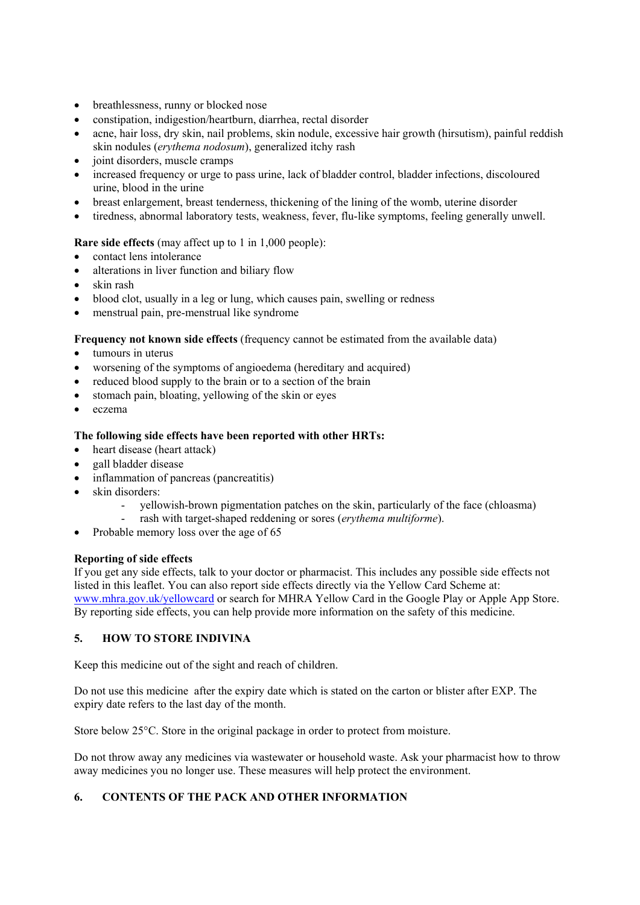- breathlessness, runny or blocked nose
- constipation, indigestion/heartburn, diarrhea, rectal disorder
- acne, hair loss, dry skin, nail problems, skin nodule, excessive hair growth (hirsutism), painful reddish skin nodules (*erythema nodosum*), generalized itchy rash
- joint disorders, muscle cramps
- increased frequency or urge to pass urine, lack of bladder control, bladder infections, discoloured urine, blood in the urine
- breast enlargement, breast tenderness, thickening of the lining of the womb, uterine disorder
- tiredness, abnormal laboratory tests, weakness, fever, flu-like symptoms, feeling generally unwell.

**Rare side effects** (may affect up to 1 in 1,000 people):

- contact lens intolerance
- alterations in liver function and biliary flow
- skin rash
- blood clot, usually in a leg or lung, which causes pain, swelling or redness
- menstrual pain, pre-menstrual like syndrome

**Frequency not known side effects** (frequency cannot be estimated from the available data)

- tumours in uterus
- worsening of the symptoms of angioedema (hereditary and acquired)
- reduced blood supply to the brain or to a section of the brain
- stomach pain, bloating, yellowing of the skin or eyes
- eczema

**The following side effects have been reported with other HRTs:**

- heart disease (heart attack)
- gall bladder disease
- inflammation of pancreas (pancreatitis)
- skin disorders:
  - yellowish-brown pigmentation patches on the skin, particularly of the face (chloasma)
  - rash with target-shaped reddening or sores (*erythema multiforme*).
- Probable memory loss over the age of 65

**Reporting of side effects**

If you get any side effects, talk to your doctor or pharmacist. This includes any possible side effects not listed in this leaflet. You can also report side effects directly via the Yellow Card Scheme at: www.mhra.gov.uk/yellowcard or search for MHRA Yellow Card in the Google Play or Apple App Store. By reporting side effects, you can help provide more information on the safety of this medicine.

## 5. HOW TO STORE INDIVINA

Keep this medicine out of the sight and reach of children.

Do not use this medicine after the expiry date which is stated on the carton or blister after EXP. The expiry date refers to the last day of the month.

Store below 25°C. Store in the original package in order to protect from moisture.

Do not throw away any medicines via wastewater or household waste. Ask your pharmacist how to throw away medicines you no longer use. These measures will help protect the environment.

## 6. CONTENTS OF THE PACK AND OTHER INFORMATION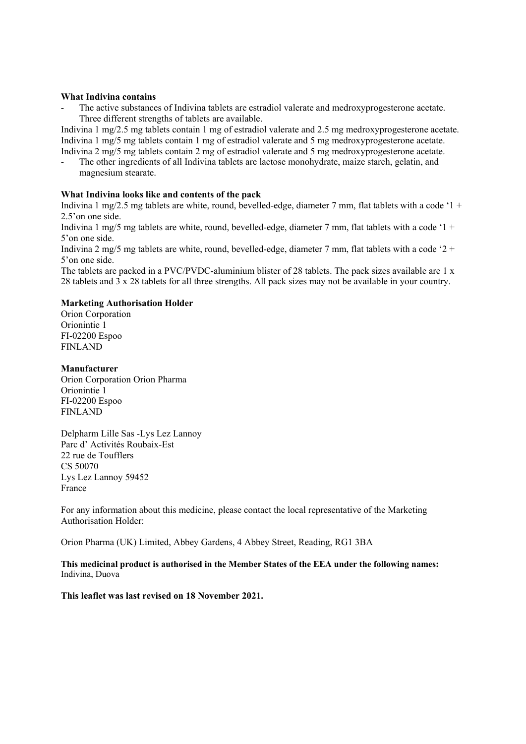**What Indivina contains**

- The active substances of Indivina tablets are estradiol valerate and medroxyprogesterone acetate. Three different strengths of tablets are available.

Indivina 1 mg/2.5 mg tablets contain 1 mg of estradiol valerate and 2.5 mg medroxyprogesterone acetate.
Indivina 1 mg/5 mg tablets contain 1 mg of estradiol valerate and 5 mg medroxyprogesterone acetate.
Indivina 2 mg/5 mg tablets contain 2 mg of estradiol valerate and 5 mg medroxyprogesterone acetate.

- The other ingredients of all Indivina tablets are lactose monohydrate, maize starch, gelatin, and magnesium stearate.

**What Indivina looks like and contents of the pack**

Indivina 1 mg/2.5 mg tablets are white, round, bevelled-edge, diameter 7 mm, flat tablets with a code '1 + 2.5'on one side.
Indivina 1 mg/5 mg tablets are white, round, bevelled-edge, diameter 7 mm, flat tablets with a code '1 + 5'on one side.
Indivina 2 mg/5 mg tablets are white, round, bevelled-edge, diameter 7 mm, flat tablets with a code '2 + 5'on one side.
The tablets are packed in a PVC/PVDC-aluminium blister of 28 tablets. The pack sizes available are 1 x 28 tablets and 3 x 28 tablets for all three strengths. All pack sizes may not be available in your country.

**Marketing Authorisation Holder**

Orion Corporation
Orionintie 1
FI-02200 Espoo
FINLAND

**Manufacturer**

Orion Corporation Orion Pharma
Orionintie 1
FI-02200 Espoo
FINLAND

Delpharm Lille Sas -Lys Lez Lannoy
Parc d' Activités Roubaix-Est
22 rue de Toufflers
CS 50070
Lys Lez Lannoy 59452
France

For any information about this medicine, please contact the local representative of the Marketing Authorisation Holder:

Orion Pharma (UK) Limited, Abbey Gardens, 4 Abbey Street, Reading, RG1 3BA

**This medicinal product is authorised in the Member States of the EEA under the following names:**
Indivina, Duova

**This leaflet was last revised on 18 November 2021.**